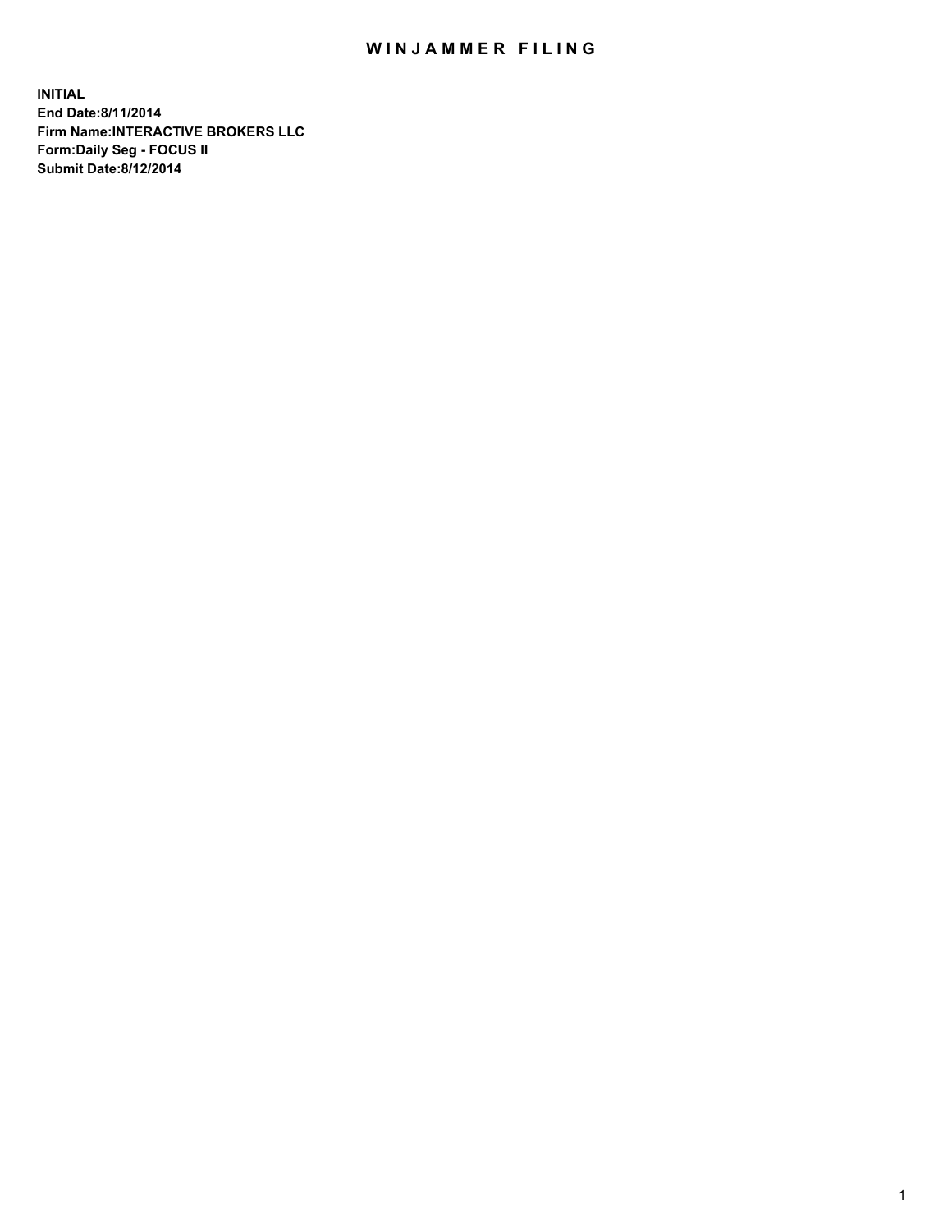# WINJAMMER FILING

**INITIAL**
**End Date:8/11/2014**
**Firm Name:INTERACTIVE BROKERS LLC**
**Form:Daily Seg - FOCUS II**
**Submit Date:8/12/2014**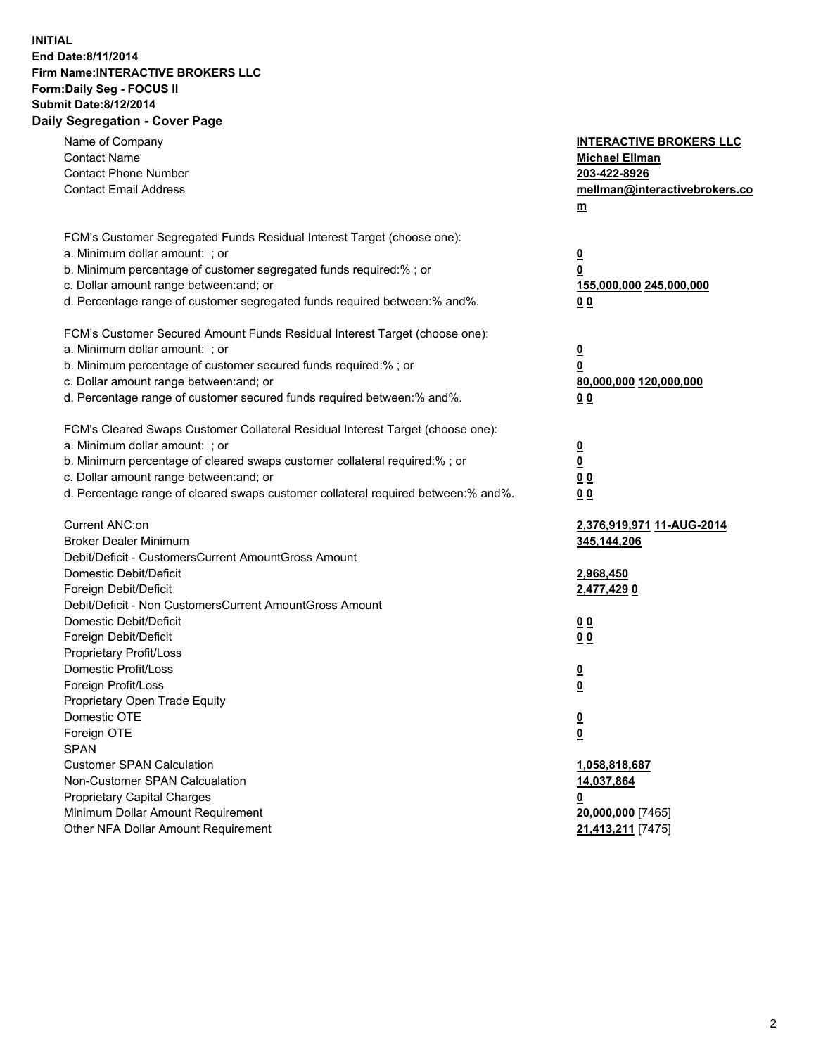**INITIAL**
**End Date:8/11/2014**
**Firm Name:INTERACTIVE BROKERS LLC**
**Form:Daily Seg - FOCUS II**
**Submit Date:8/12/2014**
**Daily Segregation - Cover Page**

| | |
|---|---|
| Name of Company | **INTERACTIVE BROKERS LLC** |
| Contact Name | **Michael Ellman** |
| Contact Phone Number | **203-422-8926** |
| Contact Email Address | **mellman@interactivebrokers.com** |
| FCM's Customer Segregated Funds Residual Interest Target (choose one): | |
| a. Minimum dollar amount: ; or | **0** |
| b. Minimum percentage of customer segregated funds required:% ; or | **0** |
| c. Dollar amount range between:and; or | **155,000,000 245,000,000** |
| d. Percentage range of customer segregated funds required between:% and%. | **0 0** |
| FCM's Customer Secured Amount Funds Residual Interest Target (choose one): | |
| a. Minimum dollar amount: ; or | **0** |
| b. Minimum percentage of customer secured funds required:% ; or | **0** |
| c. Dollar amount range between:and; or | **80,000,000 120,000,000** |
| d. Percentage range of customer secured funds required between:% and%. | **0 0** |
| FCM's Cleared Swaps Customer Collateral Residual Interest Target (choose one): | |
| a. Minimum dollar amount: ; or | **0** |
| b. Minimum percentage of cleared swaps customer collateral required:% ; or | **0** |
| c. Dollar amount range between:and; or | **0 0** |
| d. Percentage range of cleared swaps customer collateral required between:% and%. | **0 0** |
| Current ANC:on | **2,376,919,971 11-AUG-2014** |
| Broker Dealer Minimum | **345,144,206** |
| Debit/Deficit - CustomersCurrent AmountGross Amount | |
| Domestic Debit/Deficit | **2,968,450** |
| Foreign Debit/Deficit | **2,477,429 0** |
| Debit/Deficit - Non CustomersCurrent AmountGross Amount | |
| Domestic Debit/Deficit | **0 0** |
| Foreign Debit/Deficit | **0 0** |
| Proprietary Profit/Loss | |
| Domestic Profit/Loss | **0** |
| Foreign Profit/Loss | **0** |
| Proprietary Open Trade Equity | |
| Domestic OTE | **0** |
| Foreign OTE | **0** |
| SPAN | |
| Customer SPAN Calculation | **1,058,818,687** |
| Non-Customer SPAN Calcualation | **14,037,864** |
| Proprietary Capital Charges | **0** |
| Minimum Dollar Amount Requirement | **20,000,000** [7465] |
| Other NFA Dollar Amount Requirement | **21,413,211** [7475] |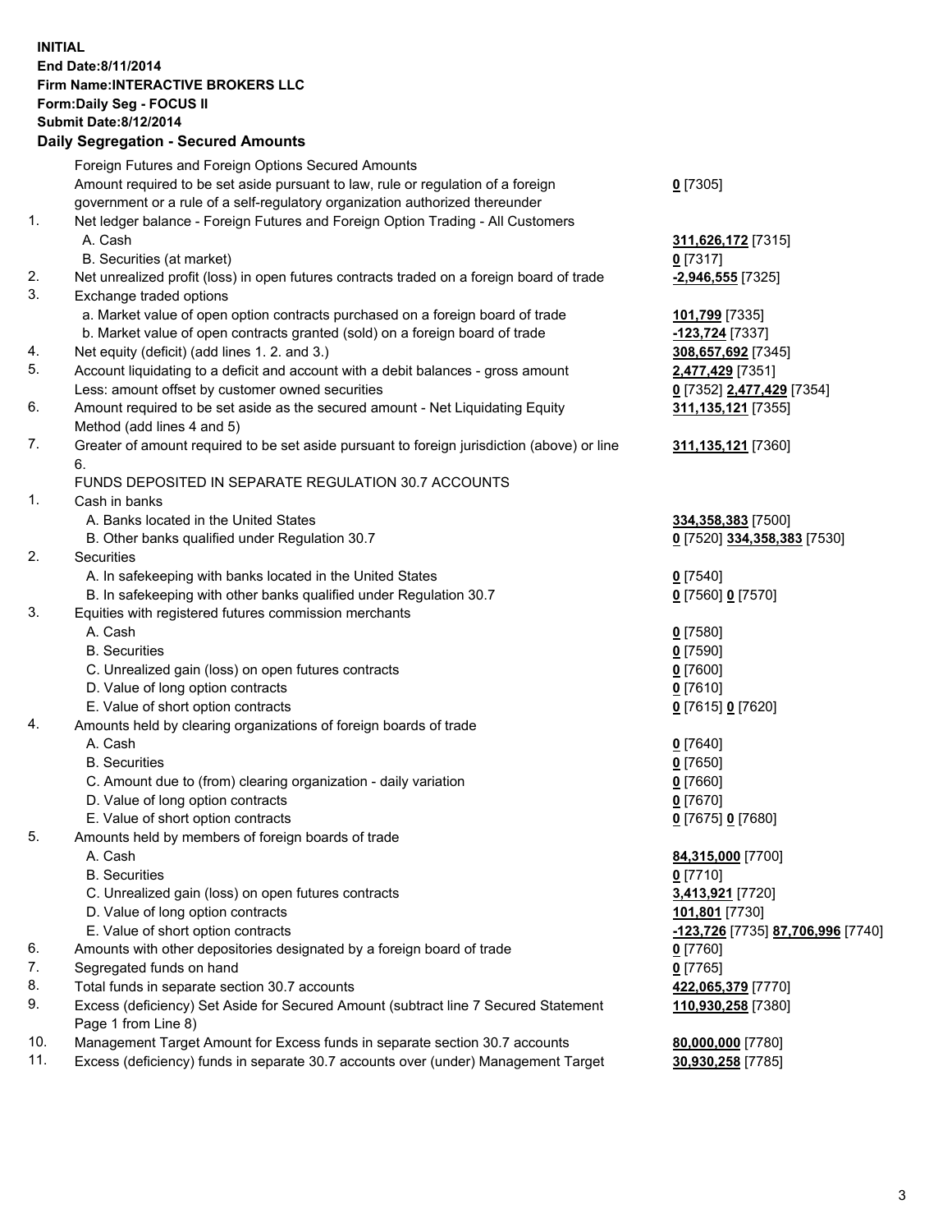**INITIAL**
**End Date:8/11/2014**
**Firm Name:INTERACTIVE BROKERS LLC**
**Form:Daily Seg - FOCUS II**
**Submit Date:8/12/2014**

## Daily Segregation - Secured Amounts

| | | |
|---|---|---|
| | Foreign Futures and Foreign Options Secured Amounts | |
| | Amount required to be set aside pursuant to law, rule or regulation of a foreign government or a rule of a self-regulatory organization authorized thereunder | **0** [7305] |
| 1. | Net ledger balance - Foreign Futures and Foreign Option Trading - All Customers | |
| | A. Cash | **311,626,172** [7315] |
| | B. Securities (at market) | **0** [7317] |
| 2. | Net unrealized profit (loss) in open futures contracts traded on a foreign board of trade | **-2,946,555** [7325] |
| 3. | Exchange traded options | |
| | a. Market value of open option contracts purchased on a foreign board of trade | **101,799** [7335] |
| | b. Market value of open contracts granted (sold) on a foreign board of trade | **-123,724** [7337] |
| 4. | Net equity (deficit) (add lines 1. 2. and 3.) | **308,657,692** [7345] |
| 5. | Account liquidating to a deficit and account with a debit balances - gross amount | **2,477,429** [7351] |
| | Less: amount offset by customer owned securities | **0** [7352] **2,477,429** [7354] |
| 6. | Amount required to be set aside as the secured amount - Net Liquidating Equity Method (add lines 4 and 5) | **311,135,121** [7355] |
| 7. | Greater of amount required to be set aside pursuant to foreign jurisdiction (above) or line 6. | **311,135,121** [7360] |
| | FUNDS DEPOSITED IN SEPARATE REGULATION 30.7 ACCOUNTS | |
| 1. | Cash in banks | |
| | A. Banks located in the United States | **334,358,383** [7500] |
| | B. Other banks qualified under Regulation 30.7 | **0** [7520] **334,358,383** [7530] |
| 2. | Securities | |
| | A. In safekeeping with banks located in the United States | **0** [7540] |
| | B. In safekeeping with other banks qualified under Regulation 30.7 | **0** [7560] **0** [7570] |
| 3. | Equities with registered futures commission merchants | |
| | A. Cash | **0** [7580] |
| | B. Securities | **0** [7590] |
| | C. Unrealized gain (loss) on open futures contracts | **0** [7600] |
| | D. Value of long option contracts | **0** [7610] |
| | E. Value of short option contracts | **0** [7615] **0** [7620] |
| 4. | Amounts held by clearing organizations of foreign boards of trade | |
| | A. Cash | **0** [7640] |
| | B. Securities | **0** [7650] |
| | C. Amount due to (from) clearing organization - daily variation | **0** [7660] |
| | D. Value of long option contracts | **0** [7670] |
| | E. Value of short option contracts | **0** [7675] **0** [7680] |
| 5. | Amounts held by members of foreign boards of trade | |
| | A. Cash | **84,315,000** [7700] |
| | B. Securities | **0** [7710] |
| | C. Unrealized gain (loss) on open futures contracts | **3,413,921** [7720] |
| | D. Value of long option contracts | **101,801** [7730] |
| | E. Value of short option contracts | **-123,726** [7735] **87,706,996** [7740] |
| 6. | Amounts with other depositories designated by a foreign board of trade | **0** [7760] |
| 7. | Segregated funds on hand | **0** [7765] |
| 8. | Total funds in separate section 30.7 accounts | **422,065,379** [7770] |
| 9. | Excess (deficiency) Set Aside for Secured Amount (subtract line 7 Secured Statement Page 1 from Line 8) | **110,930,258** [7380] |
| 10. | Management Target Amount for Excess funds in separate section 30.7 accounts | **80,000,000** [7780] |
| 11. | Excess (deficiency) funds in separate 30.7 accounts over (under) Management Target | **30,930,258** [7785] |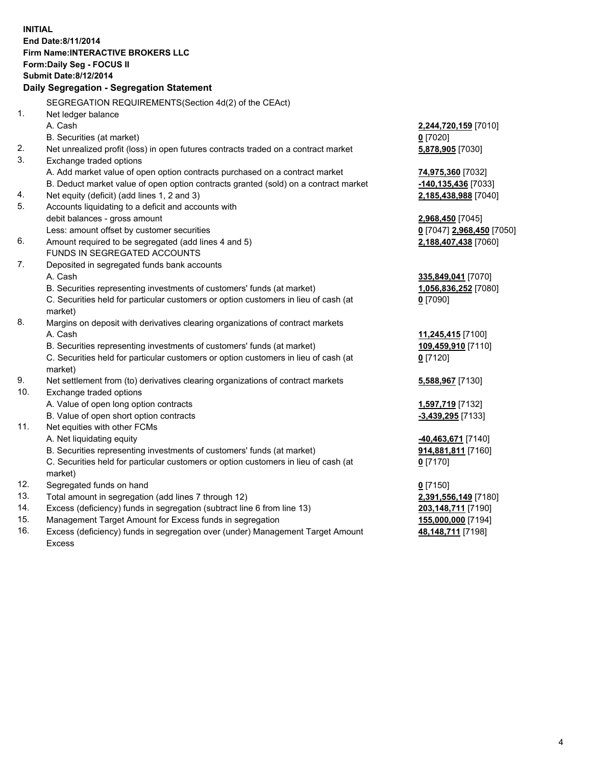**INITIAL**
**End Date:8/11/2014**
**Firm Name:INTERACTIVE BROKERS LLC**
**Form:Daily Seg - FOCUS II**
**Submit Date:8/12/2014**

**Daily Segregation - Segregation Statement**

| | | |
|---|---|---|
| | SEGREGATION REQUIREMENTS(Section 4d(2) of the CEAct) | |
| 1. | Net ledger balance | |
| | A. Cash | **2,244,720,159** [7010] |
| | B. Securities (at market) | **0** [7020] |
| 2. | Net unrealized profit (loss) in open futures contracts traded on a contract market | **5,878,905** [7030] |
| 3. | Exchange traded options | |
| | A. Add market value of open option contracts purchased on a contract market | **74,975,360** [7032] |
| | B. Deduct market value of open option contracts granted (sold) on a contract market | **-140,135,436** [7033] |
| 4. | Net equity (deficit) (add lines 1, 2 and 3) | **2,185,438,988** [7040] |
| 5. | Accounts liquidating to a deficit and accounts with | |
| | debit balances - gross amount | **2,968,450** [7045] |
| | Less: amount offset by customer securities | **0** [7047] **2,968,450** [7050] |
| 6. | Amount required to be segregated (add lines 4 and 5) | **2,188,407,438** [7060] |
| | FUNDS IN SEGREGATED ACCOUNTS | |
| 7. | Deposited in segregated funds bank accounts | |
| | A. Cash | **335,849,041** [7070] |
| | B. Securities representing investments of customers' funds (at market) | **1,056,836,252** [7080] |
| | C. Securities held for particular customers or option customers in lieu of cash (at market) | **0** [7090] |
| 8. | Margins on deposit with derivatives clearing organizations of contract markets | |
| | A. Cash | **11,245,415** [7100] |
| | B. Securities representing investments of customers' funds (at market) | **109,459,910** [7110] |
| | C. Securities held for particular customers or option customers in lieu of cash (at market) | **0** [7120] |
| 9. | Net settlement from (to) derivatives clearing organizations of contract markets | **5,588,967** [7130] |
| 10. | Exchange traded options | |
| | A. Value of open long option contracts | **1,597,719** [7132] |
| | B. Value of open short option contracts | **-3,439,295** [7133] |
| 11. | Net equities with other FCMs | |
| | A. Net liquidating equity | **-40,463,671** [7140] |
| | B. Securities representing investments of customers' funds (at market) | **914,881,811** [7160] |
| | C. Securities held for particular customers or option customers in lieu of cash (at market) | **0** [7170] |
| 12. | Segregated funds on hand | **0** [7150] |
| 13. | Total amount in segregation (add lines 7 through 12) | **2,391,556,149** [7180] |
| 14. | Excess (deficiency) funds in segregation (subtract line 6 from line 13) | **203,148,711** [7190] |
| 15. | Management Target Amount for Excess funds in segregation | **155,000,000** [7194] |
| 16. | Excess (deficiency) funds in segregation over (under) Management Target Amount Excess | **48,148,711** [7198] |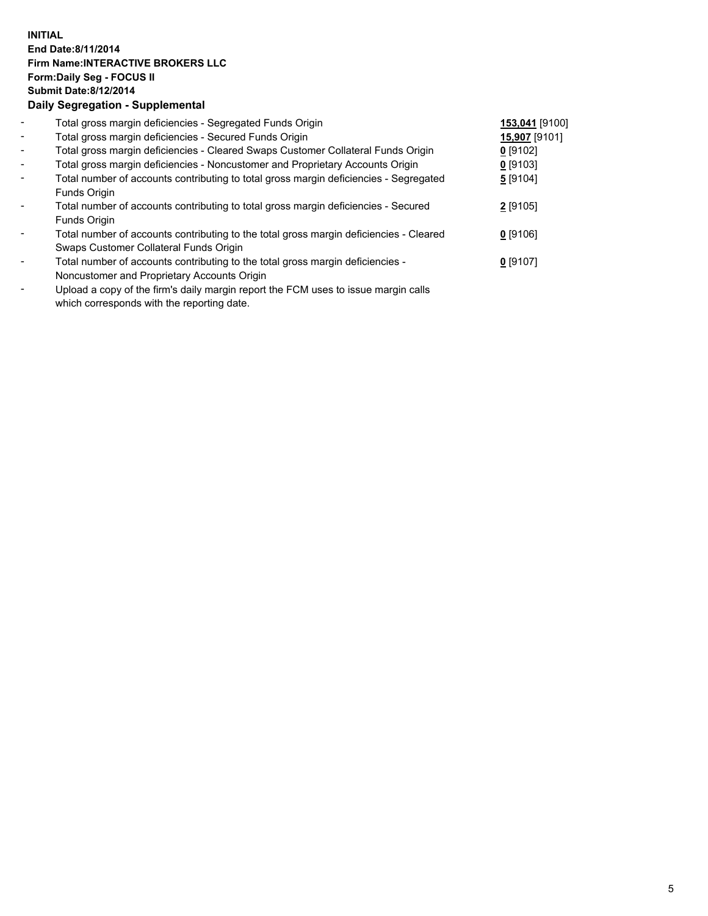**INITIAL**
**End Date:8/11/2014**
**Firm Name:INTERACTIVE BROKERS LLC**
**Form:Daily Seg - FOCUS II**
**Submit Date:8/12/2014**

### Daily Segregation - Supplemental

| | | |
|---|---|---|
| - | Total gross margin deficiencies - Segregated Funds Origin | **153,041** [9100] |
| - | Total gross margin deficiencies - Secured Funds Origin | **15,907** [9101] |
| - | Total gross margin deficiencies - Cleared Swaps Customer Collateral Funds Origin | **0** [9102] |
| - | Total gross margin deficiencies - Noncustomer and Proprietary Accounts Origin | **0** [9103] |
| - | Total number of accounts contributing to total gross margin deficiencies - Segregated Funds Origin | **5** [9104] |
| - | Total number of accounts contributing to total gross margin deficiencies - Secured Funds Origin | **2** [9105] |
| - | Total number of accounts contributing to the total gross margin deficiencies - Cleared Swaps Customer Collateral Funds Origin | **0** [9106] |
| - | Total number of accounts contributing to the total gross margin deficiencies - Noncustomer and Proprietary Accounts Origin | **0** [9107] |
| - | Upload a copy of the firm's daily margin report the FCM uses to issue margin calls which corresponds with the reporting date. | |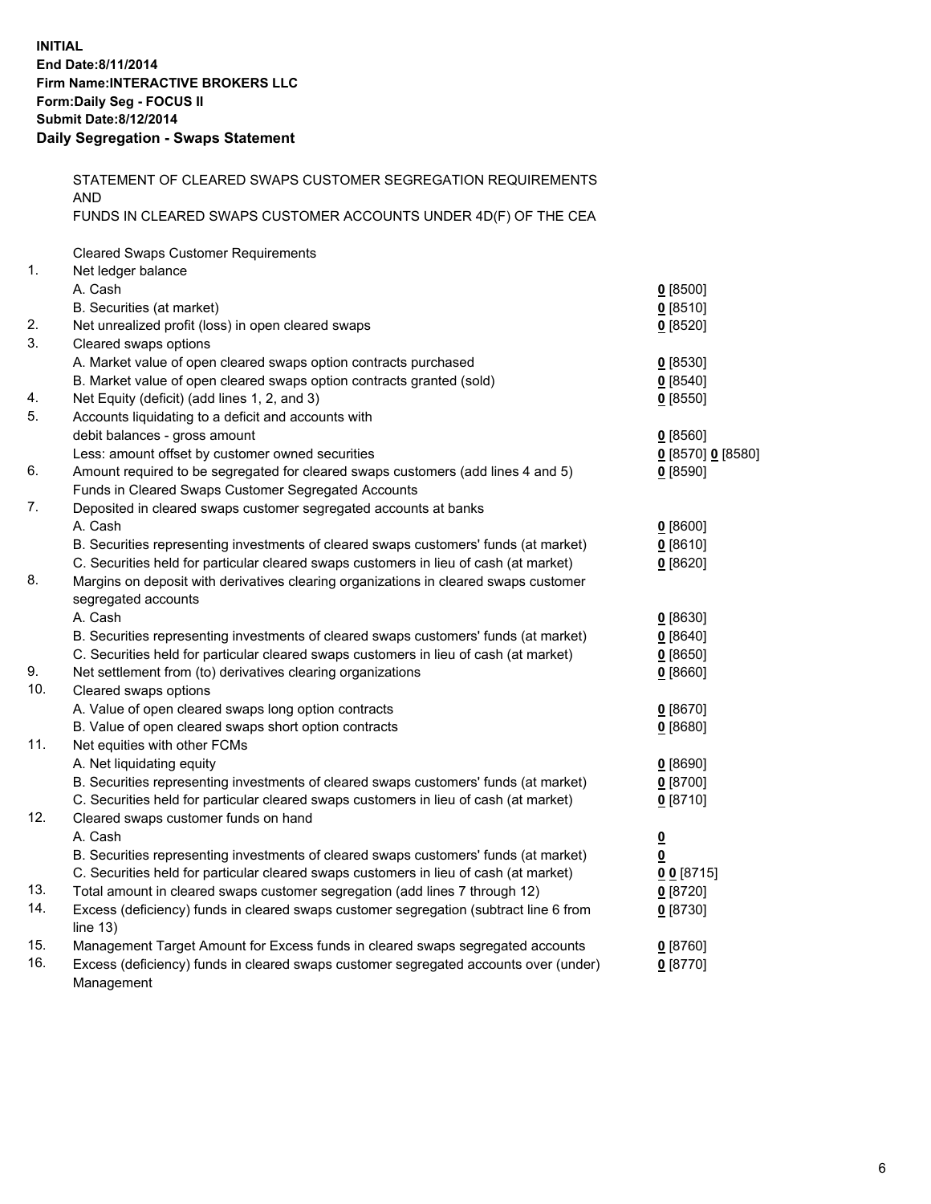**INITIAL**
**End Date:8/11/2014**
**Firm Name:INTERACTIVE BROKERS LLC**
**Form:Daily Seg - FOCUS II**
**Submit Date:8/12/2014**
**Daily Segregation - Swaps Statement**

STATEMENT OF CLEARED SWAPS CUSTOMER SEGREGATION REQUIREMENTS AND FUNDS IN CLEARED SWAPS CUSTOMER ACCOUNTS UNDER 4D(F) OF THE CEA

| | | |
|---|---|---|
| | Cleared Swaps Customer Requirements | |
| 1. | Net ledger balance | |
| | A. Cash | 0 [8500] |
| | B. Securities (at market) | 0 [8510] |
| 2. | Net unrealized profit (loss) in open cleared swaps | 0 [8520] |
| 3. | Cleared swaps options | |
| | A. Market value of open cleared swaps option contracts purchased | 0 [8530] |
| | B. Market value of open cleared swaps option contracts granted (sold) | 0 [8540] |
| 4. | Net Equity (deficit) (add lines 1, 2, and 3) | 0 [8550] |
| 5. | Accounts liquidating to a deficit and accounts with debit balances - gross amount | 0 [8560] |
| | Less: amount offset by customer owned securities | 0 [8570] 0 [8580] |
| 6. | Amount required to be segregated for cleared swaps customers (add lines 4 and 5) | 0 [8590] |
| | Funds in Cleared Swaps Customer Segregated Accounts | |
| 7. | Deposited in cleared swaps customer segregated accounts at banks | |
| | A. Cash | 0 [8600] |
| | B. Securities representing investments of cleared swaps customers' funds (at market) | 0 [8610] |
| | C. Securities held for particular cleared swaps customers in lieu of cash (at market) | 0 [8620] |
| 8. | Margins on deposit with derivatives clearing organizations in cleared swaps customer segregated accounts | |
| | A. Cash | 0 [8630] |
| | B. Securities representing investments of cleared swaps customers' funds (at market) | 0 [8640] |
| | C. Securities held for particular cleared swaps customers in lieu of cash (at market) | 0 [8650] |
| 9. | Net settlement from (to) derivatives clearing organizations | 0 [8660] |
| 10. | Cleared swaps options | |
| | A. Value of open cleared swaps long option contracts | 0 [8670] |
| | B. Value of open cleared swaps short option contracts | 0 [8680] |
| 11. | Net equities with other FCMs | |
| | A. Net liquidating equity | 0 [8690] |
| | B. Securities representing investments of cleared swaps customers' funds (at market) | 0 [8700] |
| | C. Securities held for particular cleared swaps customers in lieu of cash (at market) | 0 [8710] |
| 12. | Cleared swaps customer funds on hand | |
| | A. Cash | 0 |
| | B. Securities representing investments of cleared swaps customers' funds (at market) | 0 |
| | C. Securities held for particular cleared swaps customers in lieu of cash (at market) | 0 0 [8715] |
| 13. | Total amount in cleared swaps customer segregation (add lines 7 through 12) | 0 [8720] |
| 14. | Excess (deficiency) funds in cleared swaps customer segregation (subtract line 6 from line 13) | 0 [8730] |
| 15. | Management Target Amount for Excess funds in cleared swaps segregated accounts | 0 [8760] |
| 16. | Excess (deficiency) funds in cleared swaps customer segregated accounts over (under) Management | 0 [8770] |